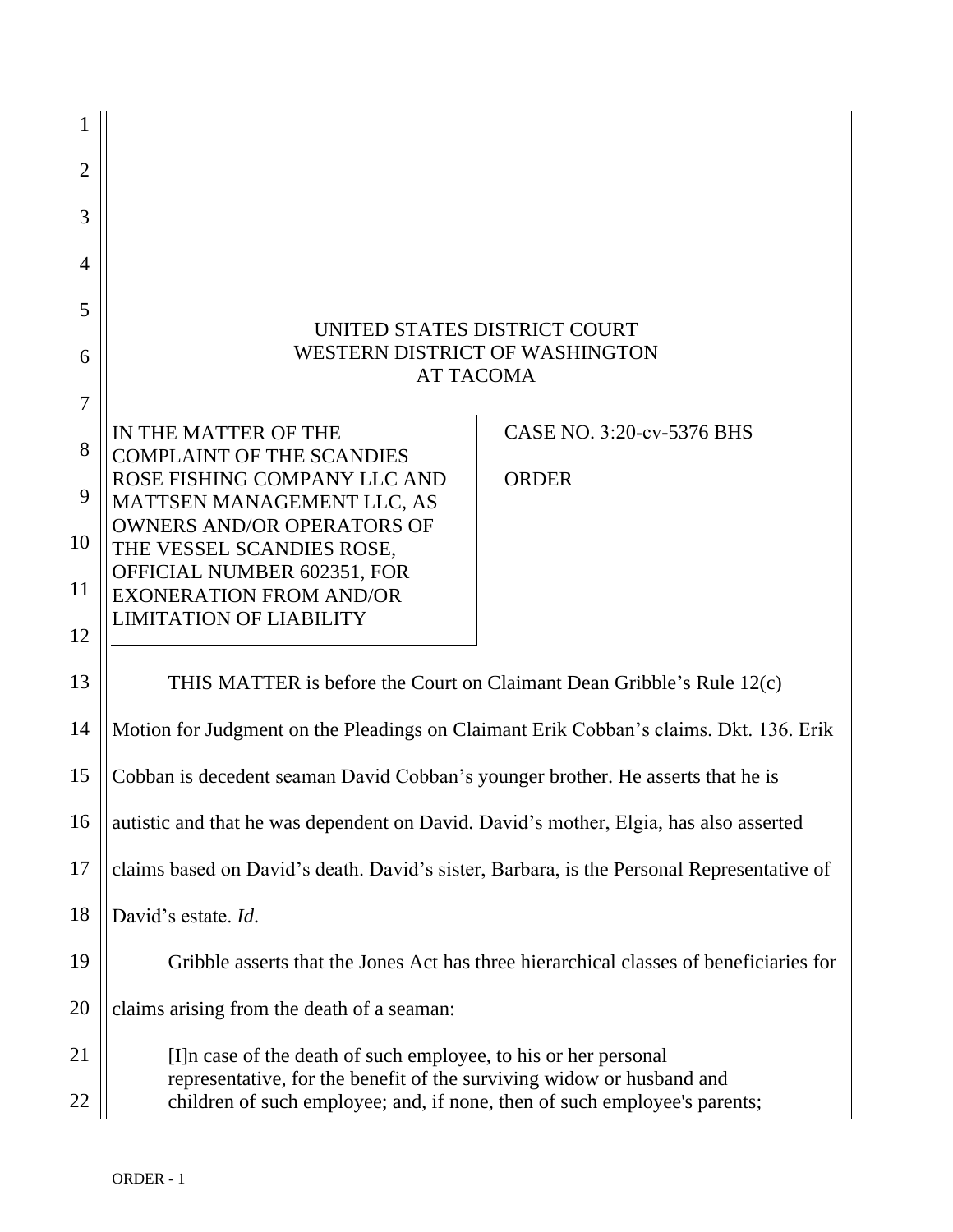UNITED STATES DISTRICT COURT
WESTERN DISTRICT OF WASHINGTON
AT TACOMA

| IN THE MATTER OF THE COMPLAINT OF THE SCANDIES ROSE FISHING COMPANY LLC AND MATTSEN MANAGEMENT LLC, AS OWNERS AND/OR OPERATORS OF THE VESSEL SCANDIES ROSE, OFFICIAL NUMBER 602351, FOR EXONERATION FROM AND/OR LIMITATION OF LIABILITY | CASE NO. 3:20-cv-5376 BHS<br><br>ORDER |
|---|---|

THIS MATTER is before the Court on Claimant Dean Gribble's Rule 12(c) Motion for Judgment on the Pleadings on Claimant Erik Cobban's claims. Dkt. 136. Erik Cobban is decedent seaman David Cobban's younger brother. He asserts that he is autistic and that he was dependent on David. David's mother, Elgia, has also asserted claims based on David's death. David's sister, Barbara, is the Personal Representative of David's estate. *Id*.

Gribble asserts that the Jones Act has three hierarchical classes of beneficiaries for claims arising from the death of a seaman:

> [I]n case of the death of such employee, to his or her personal representative, for the benefit of the surviving widow or husband and children of such employee; and, if none, then of such employee's parents;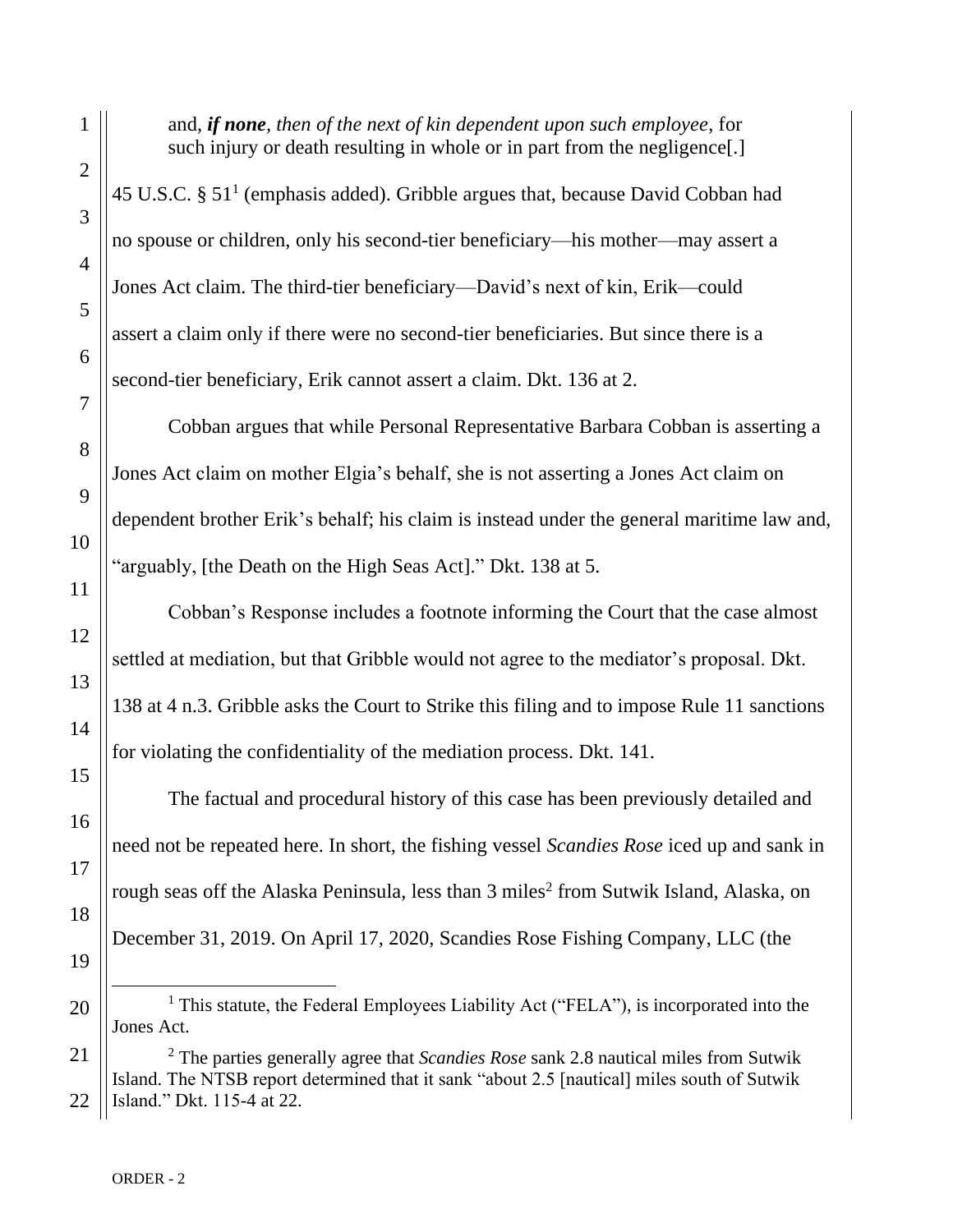> and, ***if none***, *then of the next of kin dependent upon such employee*, for such injury or death resulting in whole or in part from the negligence[.]

45 U.S.C. § 51[1] (emphasis added). Gribble argues that, because David Cobban had no spouse or children, only his second-tier beneficiary—his mother—may assert a Jones Act claim. The third-tier beneficiary—David's next of kin, Erik—could assert a claim only if there were no second-tier beneficiaries. But since there is a second-tier beneficiary, Erik cannot assert a claim. Dkt. 136 at 2.

Cobban argues that while Personal Representative Barbara Cobban is asserting a Jones Act claim on mother Elgia's behalf, she is not asserting a Jones Act claim on dependent brother Erik's behalf; his claim is instead under the general maritime law and, "arguably, [the Death on the High Seas Act]." Dkt. 138 at 5.

Cobban's Response includes a footnote informing the Court that the case almost settled at mediation, but that Gribble would not agree to the mediator's proposal. Dkt. 138 at 4 n.3. Gribble asks the Court to Strike this filing and to impose Rule 11 sanctions for violating the confidentiality of the mediation process. Dkt. 141.

The factual and procedural history of this case has been previously detailed and need not be repeated here. In short, the fishing vessel *Scandies Rose* iced up and sank in rough seas off the Alaska Peninsula, less than 3 miles[2] from Sutwik Island, Alaska, on December 31, 2019. On April 17, 2020, Scandies Rose Fishing Company, LLC (the

---

[1] This statute, the Federal Employees Liability Act ("FELA"), is incorporated into the Jones Act.

[2] The parties generally agree that *Scandies Rose* sank 2.8 nautical miles from Sutwik Island. The NTSB report determined that it sank "about 2.5 [nautical] miles south of Sutwik Island." Dkt. 115-4 at 22.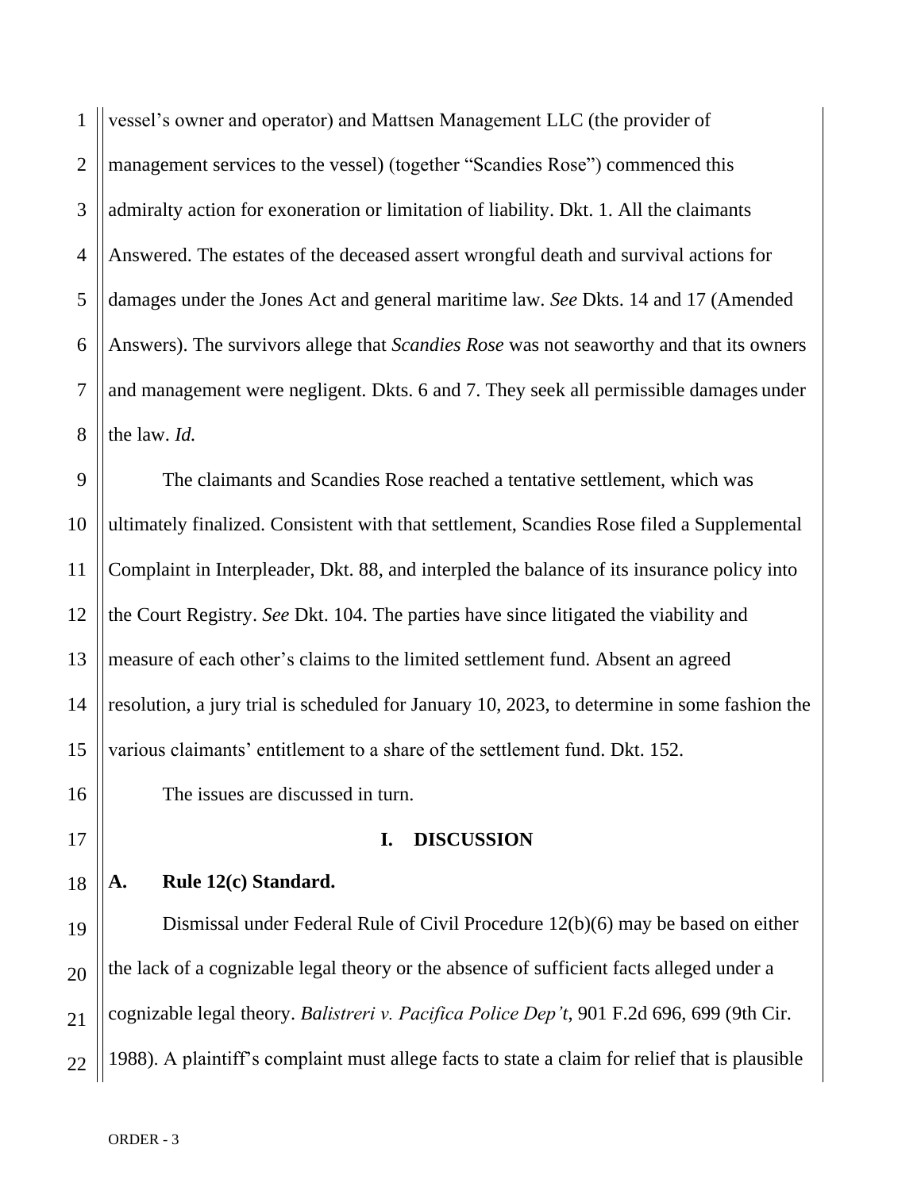vessel's owner and operator) and Mattsen Management LLC (the provider of management services to the vessel) (together "Scandies Rose") commenced this admiralty action for exoneration or limitation of liability. Dkt. 1. All the claimants Answered. The estates of the deceased assert wrongful death and survival actions for damages under the Jones Act and general maritime law. *See* Dkts. 14 and 17 (Amended Answers). The survivors allege that *Scandies Rose* was not seaworthy and that its owners and management were negligent. Dkts. 6 and 7. They seek all permissible damages under the law. *Id.*

The claimants and Scandies Rose reached a tentative settlement, which was ultimately finalized. Consistent with that settlement, Scandies Rose filed a Supplemental Complaint in Interpleader, Dkt. 88, and interpled the balance of its insurance policy into the Court Registry. *See* Dkt. 104. The parties have since litigated the viability and measure of each other's claims to the limited settlement fund. Absent an agreed resolution, a jury trial is scheduled for January 10, 2023, to determine in some fashion the various claimants' entitlement to a share of the settlement fund. Dkt. 152.

The issues are discussed in turn.

## I. DISCUSSION

### A. Rule 12(c) Standard.

Dismissal under Federal Rule of Civil Procedure 12(b)(6) may be based on either the lack of a cognizable legal theory or the absence of sufficient facts alleged under a cognizable legal theory. *Balistreri v. Pacifica Police Dep't*, 901 F.2d 696, 699 (9th Cir. 1988). A plaintiff's complaint must allege facts to state a claim for relief that is plausible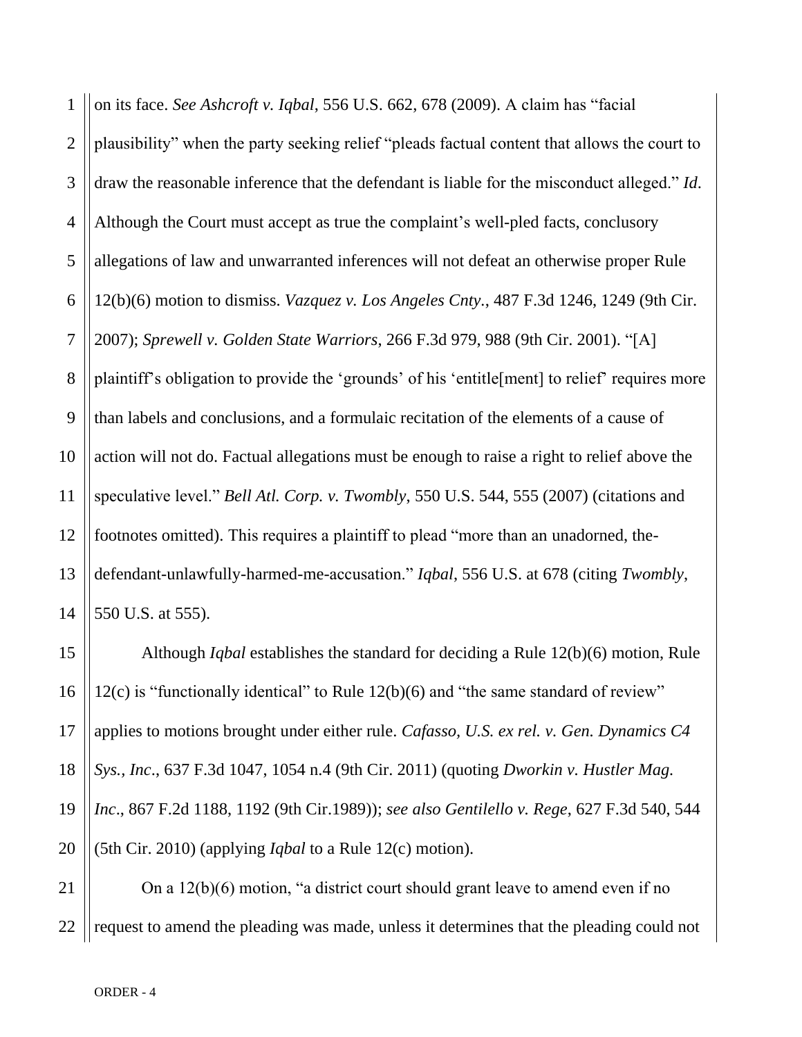on its face. *See Ashcroft v. Iqbal*, 556 U.S. 662, 678 (2009). A claim has "facial plausibility" when the party seeking relief "pleads factual content that allows the court to draw the reasonable inference that the defendant is liable for the misconduct alleged." *Id*. Although the Court must accept as true the complaint's well-pled facts, conclusory allegations of law and unwarranted inferences will not defeat an otherwise proper Rule 12(b)(6) motion to dismiss. *Vazquez v. Los Angeles Cnty*., 487 F.3d 1246, 1249 (9th Cir. 2007); *Sprewell v. Golden State Warriors*, 266 F.3d 979, 988 (9th Cir. 2001). "[A] plaintiff's obligation to provide the 'grounds' of his 'entitle[ment] to relief' requires more than labels and conclusions, and a formulaic recitation of the elements of a cause of action will not do. Factual allegations must be enough to raise a right to relief above the speculative level." *Bell Atl. Corp. v. Twombly*, 550 U.S. 544, 555 (2007) (citations and footnotes omitted). This requires a plaintiff to plead "more than an unadorned, the-defendant-unlawfully-harmed-me-accusation." *Iqbal*, 556 U.S. at 678 (citing *Twombly*, 550 U.S. at 555).

Although *Iqbal* establishes the standard for deciding a Rule 12(b)(6) motion, Rule 12(c) is "functionally identical" to Rule 12(b)(6) and "the same standard of review" applies to motions brought under either rule. *Cafasso, U.S. ex rel. v. Gen. Dynamics C4 Sys., Inc*., 637 F.3d 1047, 1054 n.4 (9th Cir. 2011) (quoting *Dworkin v. Hustler Mag. Inc*., 867 F.2d 1188, 1192 (9th Cir.1989)); *see also Gentilello v. Rege*, 627 F.3d 540, 544 (5th Cir. 2010) (applying *Iqbal* to a Rule 12(c) motion).

On a 12(b)(6) motion, "a district court should grant leave to amend even if no request to amend the pleading was made, unless it determines that the pleading could not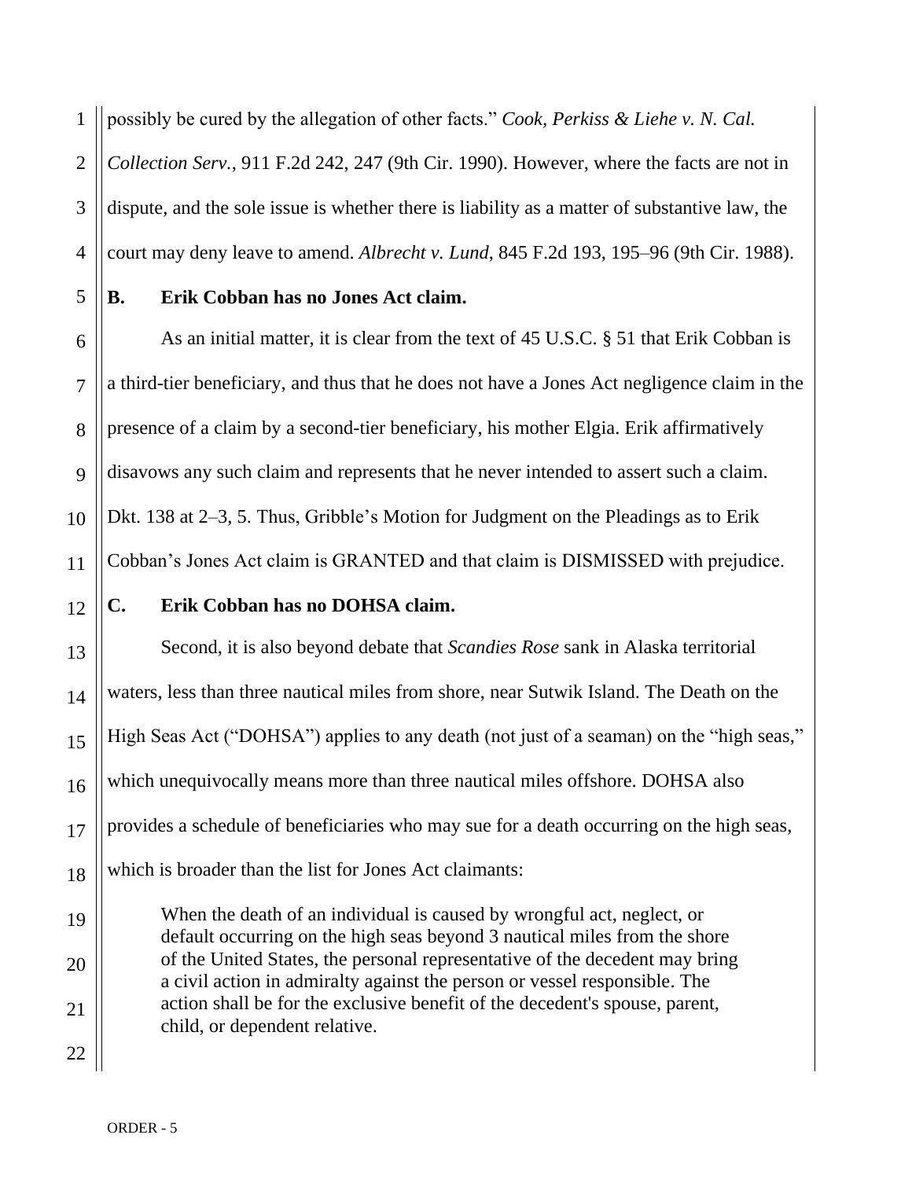possibly be cured by the allegation of other facts." *Cook, Perkiss & Liehe v. N. Cal. Collection Serv.*, 911 F.2d 242, 247 (9th Cir. 1990). However, where the facts are not in dispute, and the sole issue is whether there is liability as a matter of substantive law, the court may deny leave to amend. *Albrecht v. Lund*, 845 F.2d 193, 195–96 (9th Cir. 1988).

**B. Erik Cobban has no Jones Act claim.**

As an initial matter, it is clear from the text of 45 U.S.C. § 51 that Erik Cobban is a third-tier beneficiary, and thus that he does not have a Jones Act negligence claim in the presence of a claim by a second-tier beneficiary, his mother Elgia. Erik affirmatively disavows any such claim and represents that he never intended to assert such a claim. Dkt. 138 at 2–3, 5. Thus, Gribble's Motion for Judgment on the Pleadings as to Erik Cobban's Jones Act claim is GRANTED and that claim is DISMISSED with prejudice.

**C. Erik Cobban has no DOHSA claim.**

Second, it is also beyond debate that *Scandies Rose* sank in Alaska territorial waters, less than three nautical miles from shore, near Sutwik Island. The Death on the High Seas Act ("DOHSA") applies to any death (not just of a seaman) on the "high seas," which unequivocally means more than three nautical miles offshore. DOHSA also provides a schedule of beneficiaries who may sue for a death occurring on the high seas, which is broader than the list for Jones Act claimants:

> When the death of an individual is caused by wrongful act, neglect, or default occurring on the high seas beyond 3 nautical miles from the shore of the United States, the personal representative of the decedent may bring a civil action in admiralty against the person or vessel responsible. The action shall be for the exclusive benefit of the decedent's spouse, parent, child, or dependent relative.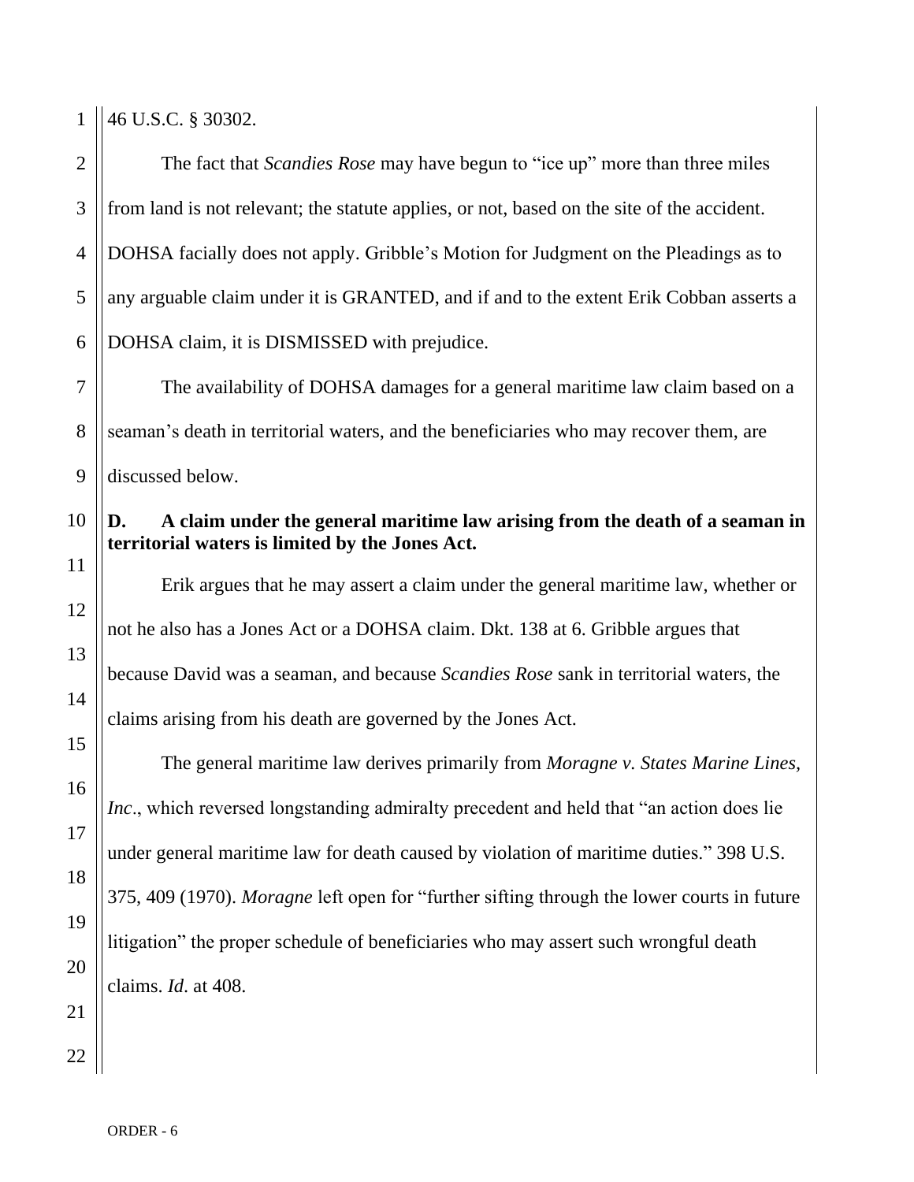46 U.S.C. § 30302.

The fact that *Scandies Rose* may have begun to "ice up" more than three miles from land is not relevant; the statute applies, or not, based on the site of the accident. DOHSA facially does not apply. Gribble's Motion for Judgment on the Pleadings as to any arguable claim under it is GRANTED, and if and to the extent Erik Cobban asserts a DOHSA claim, it is DISMISSED with prejudice.

The availability of DOHSA damages for a general maritime law claim based on a seaman's death in territorial waters, and the beneficiaries who may recover them, are discussed below.

**D. A claim under the general maritime law arising from the death of a seaman in territorial waters is limited by the Jones Act.**

Erik argues that he may assert a claim under the general maritime law, whether or not he also has a Jones Act or a DOHSA claim. Dkt. 138 at 6. Gribble argues that because David was a seaman, and because *Scandies Rose* sank in territorial waters, the claims arising from his death are governed by the Jones Act.

The general maritime law derives primarily from *Moragne v. States Marine Lines, Inc*., which reversed longstanding admiralty precedent and held that "an action does lie under general maritime law for death caused by violation of maritime duties." 398 U.S. 375, 409 (1970). *Moragne* left open for "further sifting through the lower courts in future litigation" the proper schedule of beneficiaries who may assert such wrongful death claims. *Id*. at 408.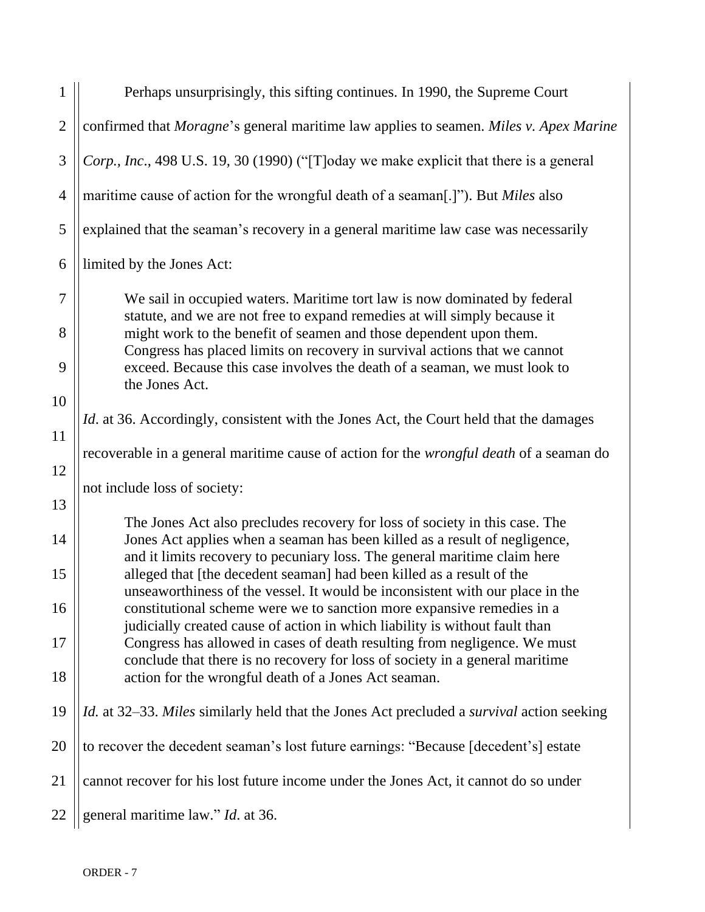Perhaps unsurprisingly, this sifting continues. In 1990, the Supreme Court confirmed that *Moragne*'s general maritime law applies to seamen. *Miles v. Apex Marine Corp., Inc*., 498 U.S. 19, 30 (1990) ("[T]oday we make explicit that there is a general maritime cause of action for the wrongful death of a seaman[.]"). But *Miles* also explained that the seaman's recovery in a general maritime law case was necessarily limited by the Jones Act:

> We sail in occupied waters. Maritime tort law is now dominated by federal statute, and we are not free to expand remedies at will simply because it might work to the benefit of seamen and those dependent upon them. Congress has placed limits on recovery in survival actions that we cannot exceed. Because this case involves the death of a seaman, we must look to the Jones Act.

*Id*. at 36. Accordingly, consistent with the Jones Act, the Court held that the damages recoverable in a general maritime cause of action for the *wrongful death* of a seaman do not include loss of society:

> The Jones Act also precludes recovery for loss of society in this case. The Jones Act applies when a seaman has been killed as a result of negligence, and it limits recovery to pecuniary loss. The general maritime claim here alleged that [the decedent seaman] had been killed as a result of the unseaworthiness of the vessel. It would be inconsistent with our place in the constitutional scheme were we to sanction more expansive remedies in a judicially created cause of action in which liability is without fault than Congress has allowed in cases of death resulting from negligence. We must conclude that there is no recovery for loss of society in a general maritime action for the wrongful death of a Jones Act seaman.

*Id.* at 32–33. *Miles* similarly held that the Jones Act precluded a *survival* action seeking to recover the decedent seaman's lost future earnings: "Because [decedent's] estate cannot recover for his lost future income under the Jones Act, it cannot do so under general maritime law." *Id*. at 36.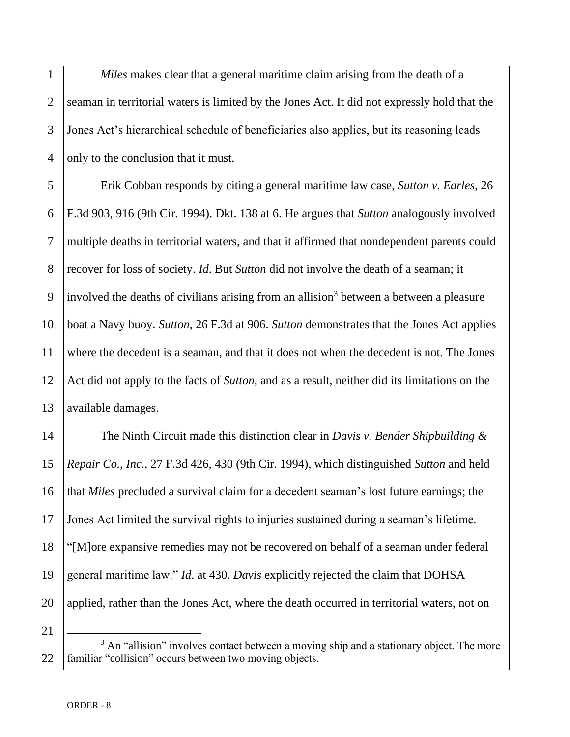*Miles* makes clear that a general maritime claim arising from the death of a seaman in territorial waters is limited by the Jones Act. It did not expressly hold that the Jones Act's hierarchical schedule of beneficiaries also applies, but its reasoning leads only to the conclusion that it must.

Erik Cobban responds by citing a general maritime law case, *Sutton v. Earles*, 26 F.3d 903, 916 (9th Cir. 1994). Dkt. 138 at 6. He argues that *Sutton* analogously involved multiple deaths in territorial waters, and that it affirmed that nondependent parents could recover for loss of society. *Id*. But *Sutton* did not involve the death of a seaman; it involved the deaths of civilians arising from an allision[3] between a between a pleasure boat a Navy buoy. *Sutton*, 26 F.3d at 906. *Sutton* demonstrates that the Jones Act applies where the decedent is a seaman, and that it does not when the decedent is not. The Jones Act did not apply to the facts of *Sutton*, and as a result, neither did its limitations on the available damages.

The Ninth Circuit made this distinction clear in *Davis v. Bender Shipbuilding & Repair Co., Inc*., 27 F.3d 426, 430 (9th Cir. 1994), which distinguished *Sutton* and held that *Miles* precluded a survival claim for a decedent seaman's lost future earnings; the Jones Act limited the survival rights to injuries sustained during a seaman's lifetime. "[M]ore expansive remedies may not be recovered on behalf of a seaman under federal general maritime law." *Id*. at 430. *Davis* explicitly rejected the claim that DOHSA applied, rather than the Jones Act, where the death occurred in territorial waters, not on

---

[3] An "allision" involves contact between a moving ship and a stationary object. The more familiar "collision" occurs between two moving objects.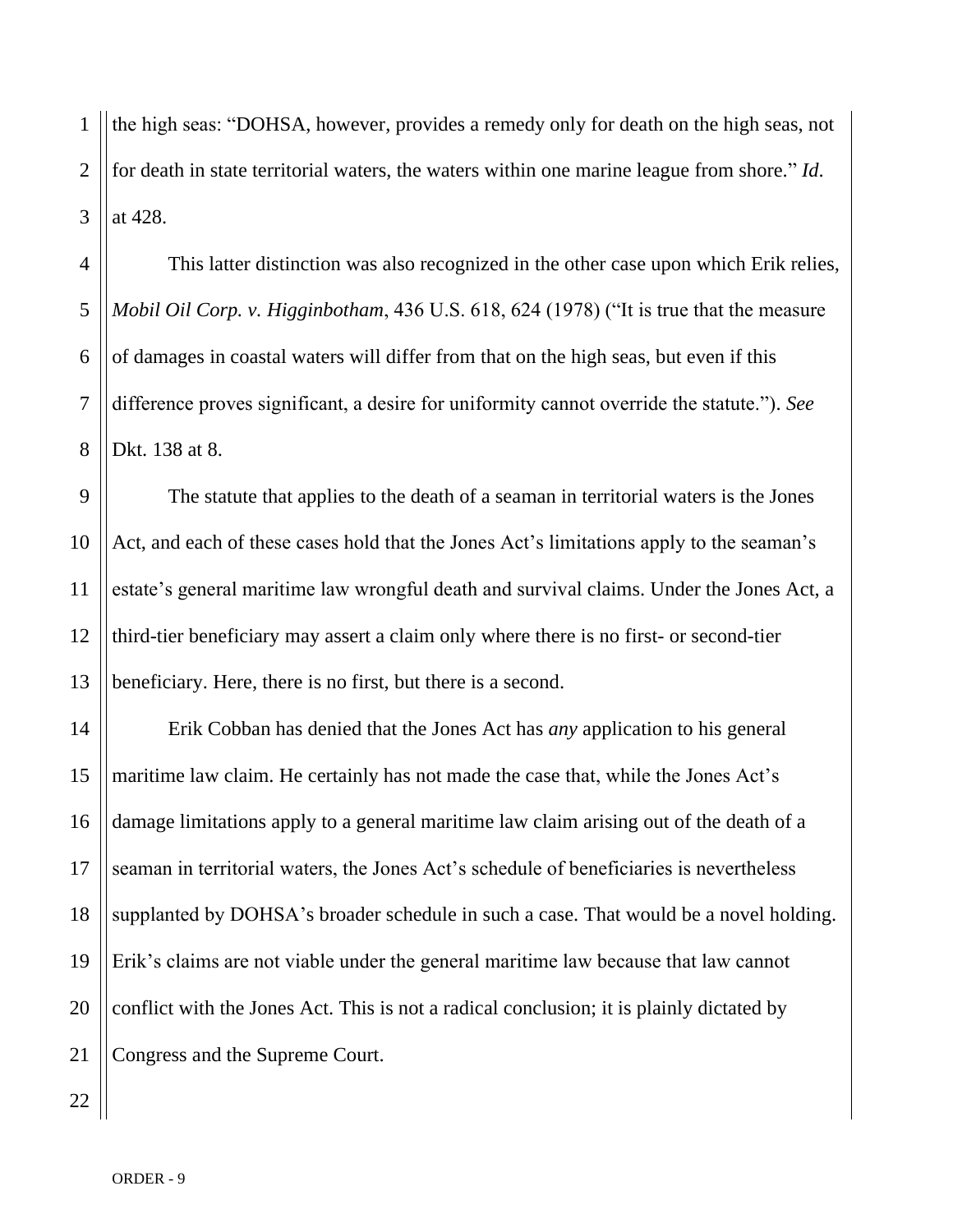the high seas: "DOHSA, however, provides a remedy only for death on the high seas, not for death in state territorial waters, the waters within one marine league from shore." *Id*. at 428.

This latter distinction was also recognized in the other case upon which Erik relies, *Mobil Oil Corp. v. Higginbotham*, 436 U.S. 618, 624 (1978) ("It is true that the measure of damages in coastal waters will differ from that on the high seas, but even if this difference proves significant, a desire for uniformity cannot override the statute."). *See* Dkt. 138 at 8.

The statute that applies to the death of a seaman in territorial waters is the Jones Act, and each of these cases hold that the Jones Act's limitations apply to the seaman's estate's general maritime law wrongful death and survival claims. Under the Jones Act, a third-tier beneficiary may assert a claim only where there is no first- or second-tier beneficiary. Here, there is no first, but there is a second.

Erik Cobban has denied that the Jones Act has *any* application to his general maritime law claim. He certainly has not made the case that, while the Jones Act's damage limitations apply to a general maritime law claim arising out of the death of a seaman in territorial waters, the Jones Act's schedule of beneficiaries is nevertheless supplanted by DOHSA's broader schedule in such a case. That would be a novel holding. Erik's claims are not viable under the general maritime law because that law cannot conflict with the Jones Act. This is not a radical conclusion; it is plainly dictated by Congress and the Supreme Court.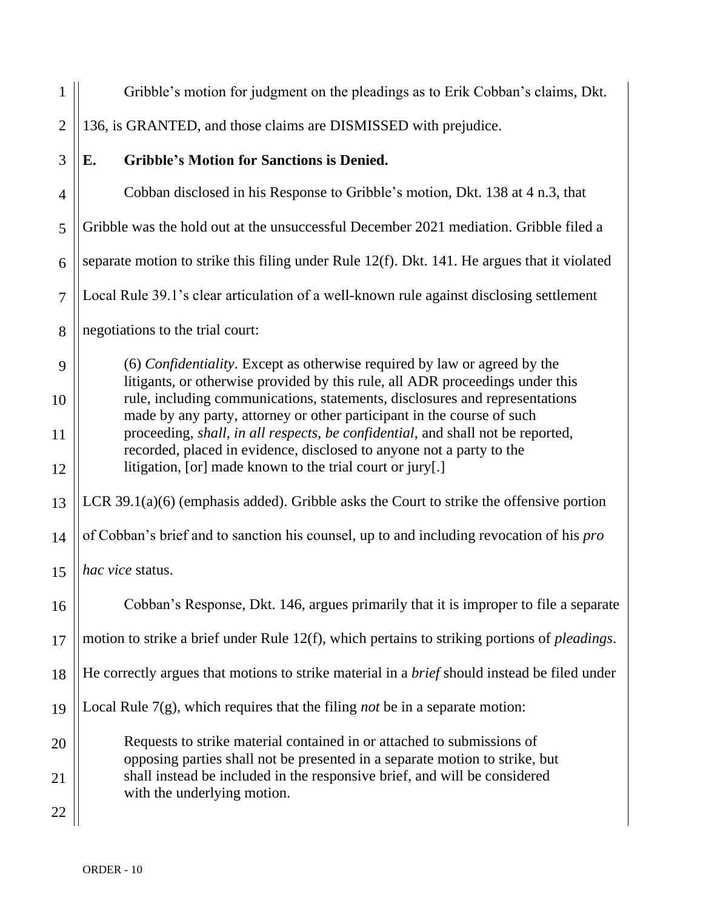Gribble's motion for judgment on the pleadings as to Erik Cobban's claims, Dkt. 136, is GRANTED, and those claims are DISMISSED with prejudice.

### E. Gribble's Motion for Sanctions is Denied.

Cobban disclosed in his Response to Gribble's motion, Dkt. 138 at 4 n.3, that Gribble was the hold out at the unsuccessful December 2021 mediation. Gribble filed a separate motion to strike this filing under Rule 12(f). Dkt. 141. He argues that it violated Local Rule 39.1's clear articulation of a well-known rule against disclosing settlement negotiations to the trial court:

> (6) *Confidentiality*. Except as otherwise required by law or agreed by the litigants, or otherwise provided by this rule, all ADR proceedings under this rule, including communications, statements, disclosures and representations made by any party, attorney or other participant in the course of such proceeding, *shall, in all respects, be confidential*, and shall not be reported, recorded, placed in evidence, disclosed to anyone not a party to the litigation, [or] made known to the trial court or jury[.]

LCR 39.1(a)(6) (emphasis added). Gribble asks the Court to strike the offensive portion of Cobban's brief and to sanction his counsel, up to and including revocation of his *pro hac vice* status.

Cobban's Response, Dkt. 146, argues primarily that it is improper to file a separate motion to strike a brief under Rule 12(f), which pertains to striking portions of *pleadings*. He correctly argues that motions to strike material in a *brief* should instead be filed under Local Rule 7(g), which requires that the filing *not* be in a separate motion:

> Requests to strike material contained in or attached to submissions of opposing parties shall not be presented in a separate motion to strike, but shall instead be included in the responsive brief, and will be considered with the underlying motion.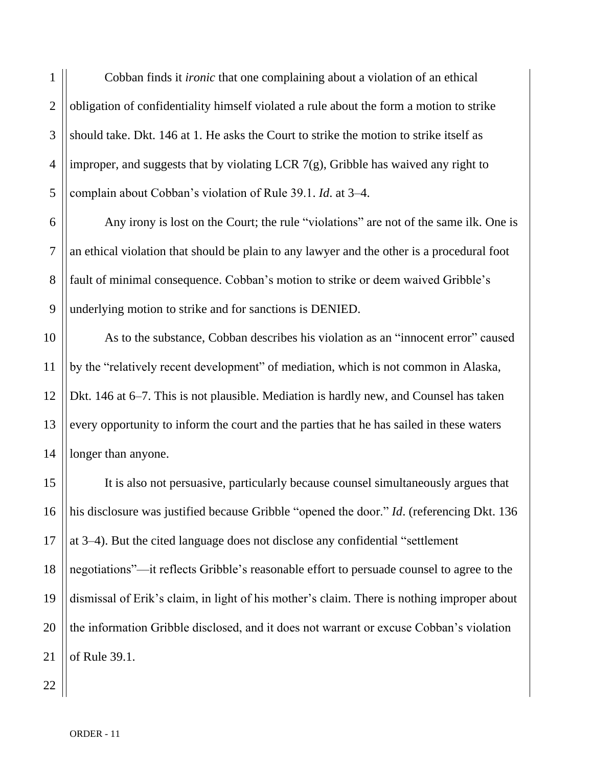Cobban finds it *ironic* that one complaining about a violation of an ethical obligation of confidentiality himself violated a rule about the form a motion to strike should take. Dkt. 146 at 1. He asks the Court to strike the motion to strike itself as improper, and suggests that by violating LCR 7(g), Gribble has waived any right to complain about Cobban's violation of Rule 39.1. *Id*. at 3–4.

Any irony is lost on the Court; the rule "violations" are not of the same ilk. One is an ethical violation that should be plain to any lawyer and the other is a procedural foot fault of minimal consequence. Cobban's motion to strike or deem waived Gribble's underlying motion to strike and for sanctions is DENIED.

As to the substance, Cobban describes his violation as an "innocent error" caused by the "relatively recent development" of mediation, which is not common in Alaska, Dkt. 146 at 6–7. This is not plausible. Mediation is hardly new, and Counsel has taken every opportunity to inform the court and the parties that he has sailed in these waters longer than anyone.

It is also not persuasive, particularly because counsel simultaneously argues that his disclosure was justified because Gribble "opened the door." *Id*. (referencing Dkt. 136 at 3–4). But the cited language does not disclose any confidential "settlement negotiations"—it reflects Gribble's reasonable effort to persuade counsel to agree to the dismissal of Erik's claim, in light of his mother's claim. There is nothing improper about the information Gribble disclosed, and it does not warrant or excuse Cobban's violation of Rule 39.1.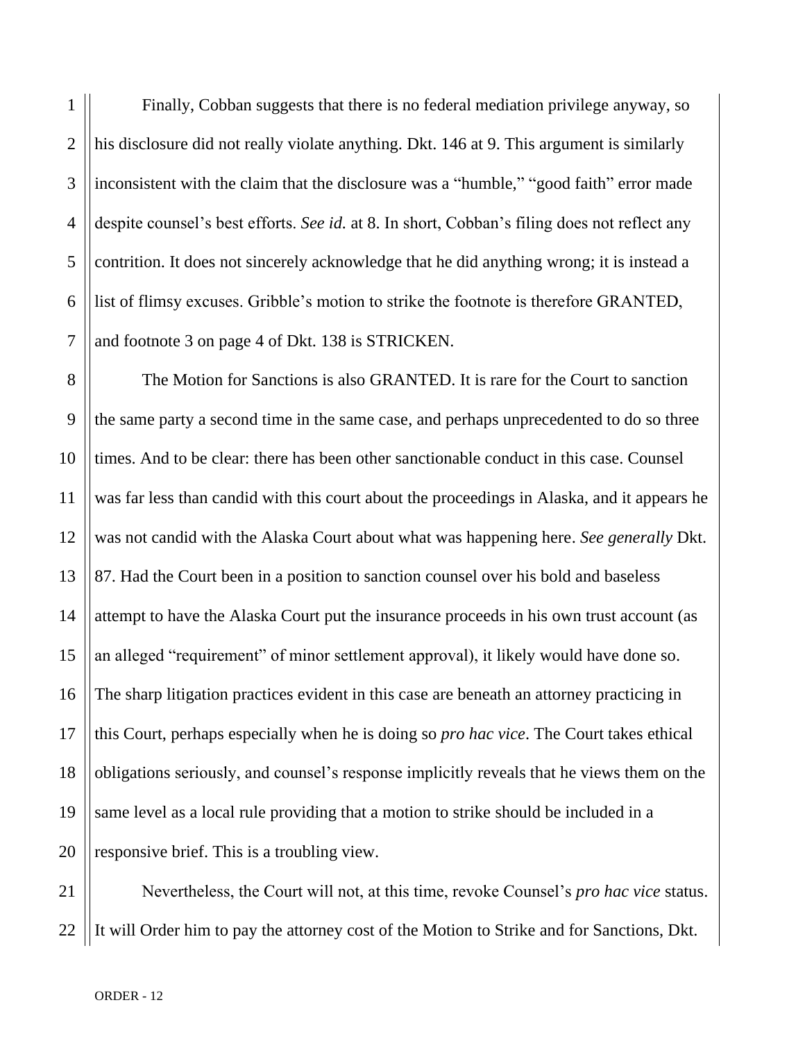Finally, Cobban suggests that there is no federal mediation privilege anyway, so his disclosure did not really violate anything. Dkt. 146 at 9. This argument is similarly inconsistent with the claim that the disclosure was a "humble," "good faith" error made despite counsel's best efforts. *See id.* at 8. In short, Cobban's filing does not reflect any contrition. It does not sincerely acknowledge that he did anything wrong; it is instead a list of flimsy excuses. Gribble's motion to strike the footnote is therefore GRANTED, and footnote 3 on page 4 of Dkt. 138 is STRICKEN.

The Motion for Sanctions is also GRANTED. It is rare for the Court to sanction the same party a second time in the same case, and perhaps unprecedented to do so three times. And to be clear: there has been other sanctionable conduct in this case. Counsel was far less than candid with this court about the proceedings in Alaska, and it appears he was not candid with the Alaska Court about what was happening here. *See generally* Dkt. 87. Had the Court been in a position to sanction counsel over his bold and baseless attempt to have the Alaska Court put the insurance proceeds in his own trust account (as an alleged "requirement" of minor settlement approval), it likely would have done so. The sharp litigation practices evident in this case are beneath an attorney practicing in this Court, perhaps especially when he is doing so *pro hac vice*. The Court takes ethical obligations seriously, and counsel's response implicitly reveals that he views them on the same level as a local rule providing that a motion to strike should be included in a responsive brief. This is a troubling view.

Nevertheless, the Court will not, at this time, revoke Counsel's *pro hac vice* status. It will Order him to pay the attorney cost of the Motion to Strike and for Sanctions, Dkt.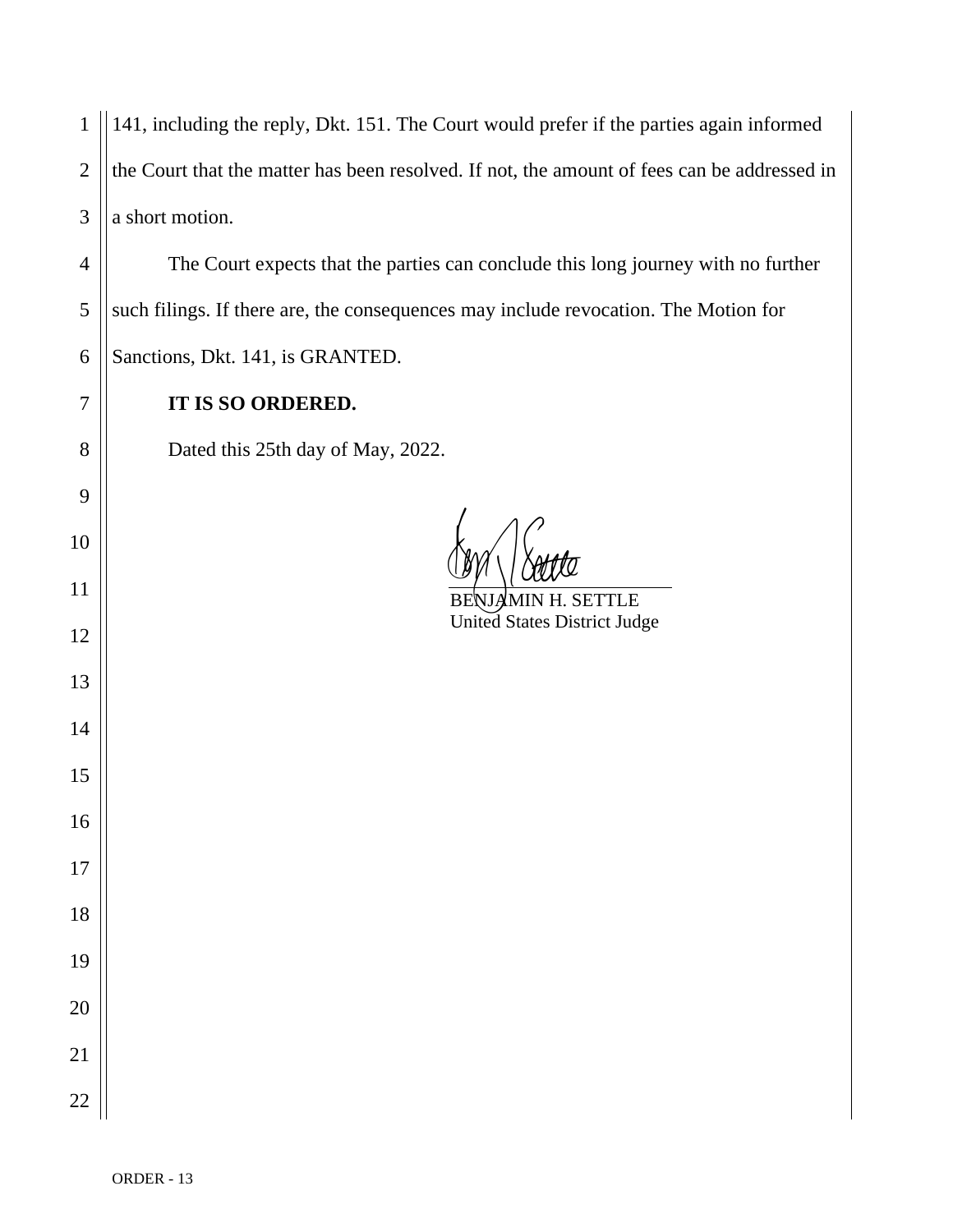141, including the reply, Dkt. 151. The Court would prefer if the parties again informed the Court that the matter has been resolved. If not, the amount of fees can be addressed in a short motion.

The Court expects that the parties can conclude this long journey with no further such filings. If there are, the consequences may include revocation. The Motion for Sanctions, Dkt. 141, is GRANTED.

**IT IS SO ORDERED.**

Dated this 25th day of May, 2022.

BENJAMIN H. SETTLE
United States District Judge